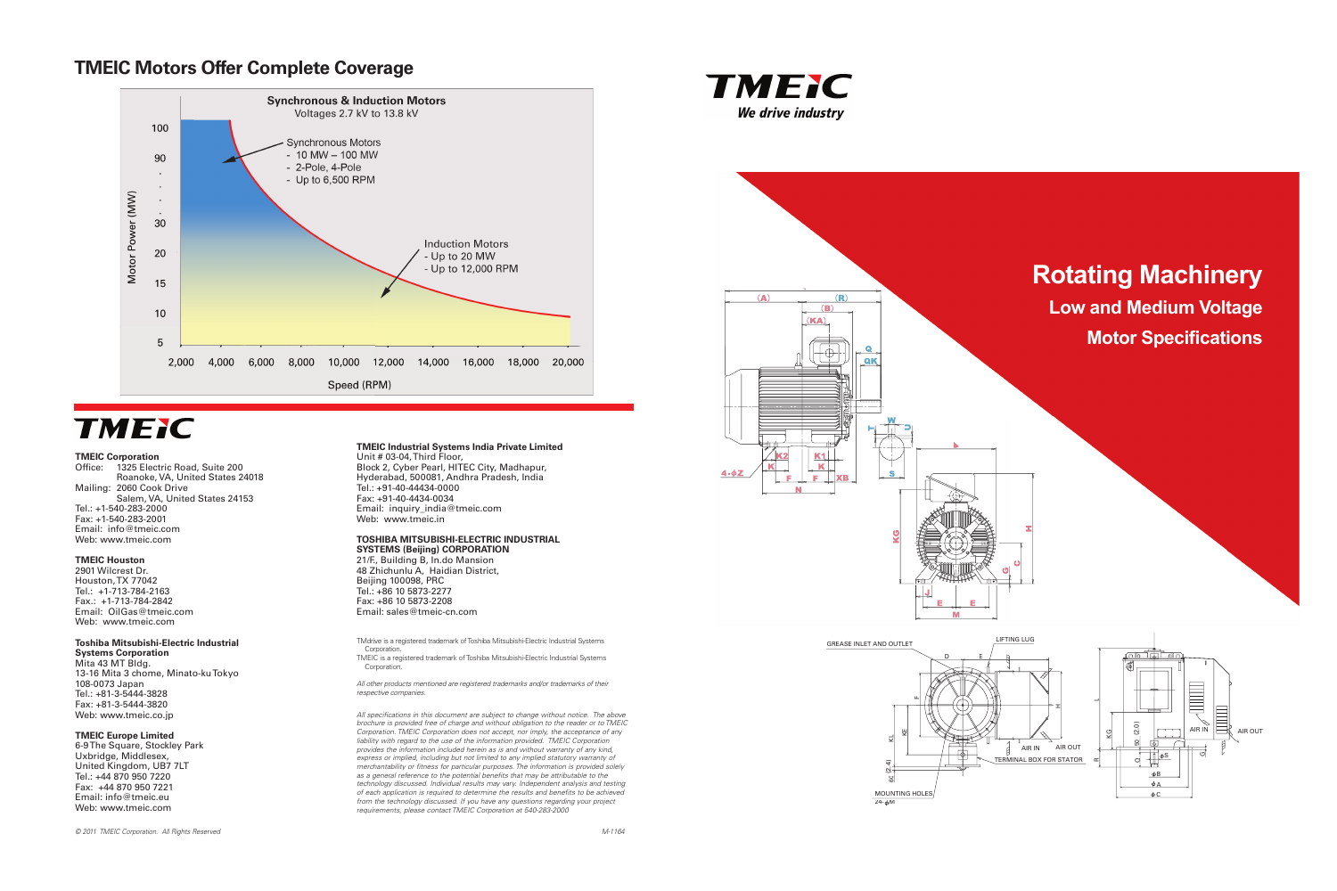## TMEIC Motors Offer Complete Coverage

**Synchronous & Induction Motors**
Voltages 2.7 kV to 13.8 kV

Synchronous Motors
- 10 MW – 100 MW
- 2-Pole, 4-Pole
- Up to 6,500 RPM

Induction Motors
- Up to 20 MW
- Up to 12,000 RPM

Motor Power (MW): 100, 90, 30, 20, 15, 10, 5

Speed (RPM): 2,000, 4,000, 6,000, 8,000, 10,000, 12,000, 14,000, 16,000, 18,000, 20,000

# TMEIC

**TMEIC Corporation**
Office: 1325 Electric Road, Suite 200
Roanoke, VA, United States 24018
Mailing: 2060 Cook Drive
Salem, VA, United States 24153
Tel.: +1-540-283-2000
Fax: +1-540-283-2001
Email: info@tmeic.com
Web: www.tmeic.com

**TMEIC Houston**
2901 Wilcrest Dr.
Houston, TX 77042
Tel.: +1-713-784-2163
Fax.: +1-713-784-2842
Email: OilGas@tmeic.com
Web: www.tmeic.com

**Toshiba Mitsubishi-Electric Industrial Systems Corporation**
Mita 43 MT Bldg.
13-16 Mita 3 chome, Minato-ku Tokyo
108-0073 Japan
Tel.: +81-3-5444-3828
Fax: +81-3-5444-3820
Web: www.tmeic.co.jp

**TMEIC Europe Limited**
6-9 The Square, Stockley Park
Uxbridge, Middlesex,
United Kingdom, UB7 7LT
Tel.: +44 870 950 7220
Fax: +44 870 950 7221
Email: info@tmeic.eu
Web: www.tmeic.com

**TMEIC Industrial Systems India Private Limited**
Unit # 03-04, Third Floor,
Block 2, Cyber Pearl, HITEC City, Madhapur,
Hyderabad, 500081, Andhra Pradesh, India
Tel.: +91-40-44434-0000
Fax: +91-40-4434-0034
Email: inquiry_india@tmeic.com
Web: www.tmeic.in

**TOSHIBA MITSUBISHI-ELECTRIC INDUSTRIAL SYSTEMS (Beijing) CORPORATION**
21/F., Building B, In.do Mansion
48 Zhichunlu A, Haidian District,
Beijing 100098, PRC
Tel.: +86 10 5873-2277
Fax: +86 10 5873-2208
Email: sales@tmeic-cn.com

TMdrive is a registered trademark of Toshiba Mitsubishi-Electric Industrial Systems Corporation.
TMEIC is a registered trademark of Toshiba Mitsubishi-Electric Industrial Systems Corporation.

*All other products mentioned are registered trademarks and/or trademarks of their respective companies.*

*All specifications in this document are subject to change without notice. The above brochure is provided free of charge and without obligation to the reader or to TMEIC Corporation. TMEIC Corporation does not accept, nor imply, the acceptance of any liability with regard to the use of the information provided. TMEIC Corporation provides the information included herein as is and without warranty of any kind, express or implied, including but not limited to any implied statutory warranty of merchantability or fitness for particular purposes. The information is provided solely as a general reference to the potential benefits that may be attributable to the technology discussed. Individual results may vary. Independent analysis and testing of each application is required to determine the results and benefits to be achieved from the technology discussed. If you have any questions regarding your project requirements, please contact TMEIC Corporation at 540-283-2000*

*© 2011 TMEIC Corporation. All Rights Reserved*

*M-1164*

# TMEIC
*We drive industry*

# Rotating Machinery
## Low and Medium Voltage
## Motor Specifications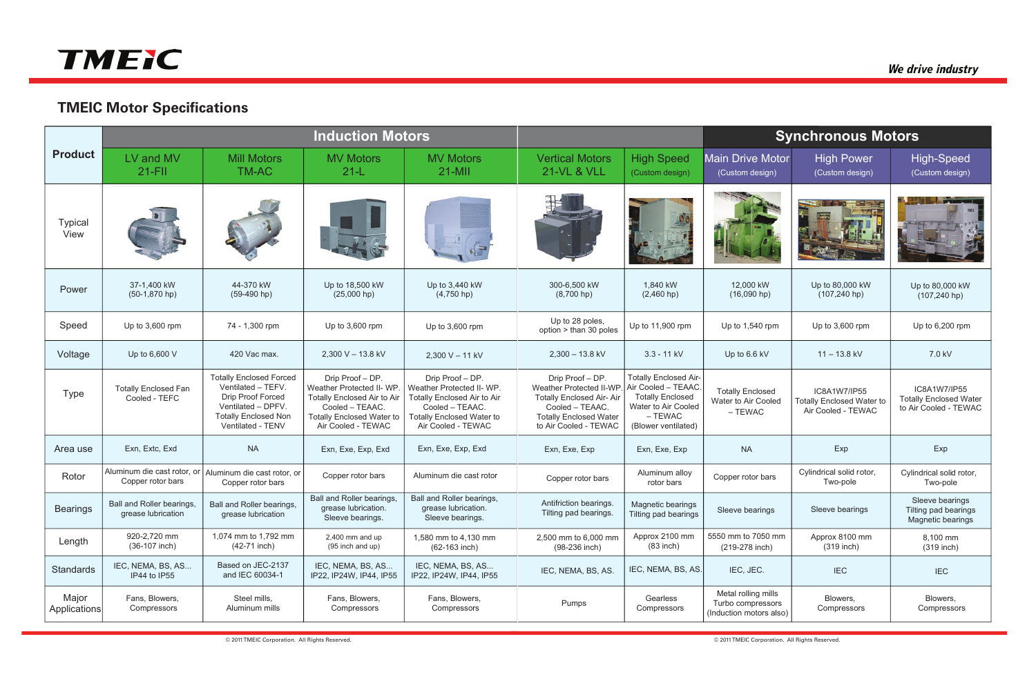# TMEIC Motor Specifications

| Product | Induction Motors | | | | | | Synchronous Motors | | |
|---|---|---|---|---|---|---|---|---|---|
| | LV and MV 21-FII | Mill Motors TM-AC | MV Motors 21-L | MV Motors 21-MII | Vertical Motors 21-VL & VLL | High Speed (Custom design) | Main Drive Motor (Custom design) | High Power (Custom design) | High-Speed (Custom design) |
| Typical View | | | | | | | | | |
| Power | 37-1,400 kW (50-1,870 hp) | 44-370 kW (59-490 hp) | Up to 18,500 kW (25,000 hp) | Up to 3,440 kW (4,750 hp) | 300-6,500 kW (8,700 hp) | 1,840 kW (2,460 hp) | 12,000 kW (16,090 hp) | Up to 80,000 kW (107,240 hp) | Up to 80,000 kW (107,240 hp) |
| Speed | Up to 3,600 rpm | 74 - 1,300 rpm | Up to 3,600 rpm | Up to 3,600 rpm | Up to 28 poles, option > than 30 poles | Up to 11,900 rpm | Up to 1,540 rpm | Up to 3,600 rpm | Up to 6,200 rpm |
| Voltage | Up to 6,600 V | 420 Vac max. | 2,300 V – 13.8 kV | 2,300 V – 11 kV | 2,300 – 13.8 kV | 3.3 - 11 kV | Up to 6.6 kV | 11 – 13.8 kV | 7.0 kV |
| Type | Totally Enclosed Fan Cooled - TEFC | Totally Enclosed Forced Ventilated – TEFV. Drip Proof Forced Ventilated – DPFV. Totally Enclosed Non Ventilated - TENV | Drip Proof – DP. Weather Protected II- WP. Totally Enclosed Air to Air Cooled – TEAAC. Totally Enclosed Water to Air Cooled - TEWAC | Drip Proof – DP. Weather Protected II- WP. Totally Enclosed Air to Air Cooled – TEAAC. Totally Enclosed Water to Air Cooled - TEWAC | Drip Proof – DP. Weather Protected II-WP. Totally Enclosed Air- Air Cooled – TEAAC. Totally Enclosed Water to Air Cooled - TEWAC | Totally Enclosed Air-Air Cooled – TEAAC. Totally Enclosed Water to Air Cooled – TEWAC (Blower ventilated) | Totally Enclosed Water to Air Cooled – TEWAC | IC8A1W7/IP55 Totally Enclosed Water to Air Cooled - TEWAC | IC8A1W7/IP55 Totally Enclosed Water to Air Cooled - TEWAC |
| Area use | Exn, Extc, Exd | NA | Exn, Exe, Exp, Exd | Exn, Exe, Exp, Exd | Exn, Exe, Exp | Exn, Exe, Exp | NA | Exp | Exp |
| Rotor | Aluminum die cast rotor, or Copper rotor bars | Aluminum die cast rotor, or Copper rotor bars | Copper rotor bars | Aluminum die cast rotor | Copper rotor bars | Aluminum alloy rotor bars | Copper rotor bars | Cylindrical solid rotor, Two-pole | Cylindrical solid rotor, Two-pole |
| Bearings | Ball and Roller bearings, grease lubrication | Ball and Roller bearings, grease lubrication | Ball and Roller bearings, grease lubrication. Sleeve bearings. | Ball and Roller bearings, grease lubrication. Sleeve bearings. | Antifriction bearings. Tilting pad bearings. | Magnetic bearings Tilting pad bearings | Sleeve bearings | Sleeve bearings | Sleeve bearings Tilting pad bearings Magnetic bearings |
| Length | 920-2,720 mm (36-107 inch) | 1,074 mm to 1,792 mm (42-71 inch) | 2,400 mm and up (95 inch and up) | 1,580 mm to 4,130 mm (62-163 inch) | 2,500 mm to 6,000 mm (98-236 inch) | Approx 2100 mm (83 inch) | 5550 mm to 7050 mm (219-278 inch) | Approx 8100 mm (319 inch) | 8,100 mm (319 inch) |
| Standards | IEC, NEMA, BS, AS... IP44 to IP55 | Based on JEC-2137 and IEC 60034-1 | IEC, NEMA, BS, AS... IP22, IP24W, IP44, IP55 | IEC, NEMA, BS, AS... IP22, IP24W, IP44, IP55 | IEC, NEMA, BS, AS. | IEC, NEMA, BS, AS. | IEC, JEC. | IEC | IEC |
| Major Applications | Fans, Blowers, Compressors | Steel mills, Aluminum mills | Fans, Blowers, Compressors | Fans, Blowers, Compressors | Pumps | Gearless Compressors | Metal rolling mills Turbo compressors (Induction motors also) | Blowers, Compressors | Blowers, Compressors |

© 2011 TMEIC Corporation. All Rights Reserved.